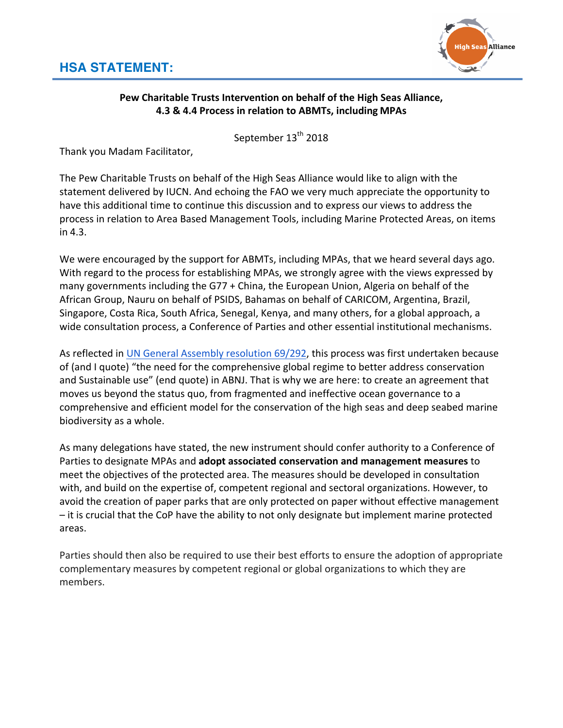# HSA STATEMENT:

**Pew Charitable Trusts Intervention on behalf of the High Seas Alliance,**
**4.3 & 4.4 Process in relation to ABMTs, including MPAs**

September 13th 2018

Thank you Madam Facilitator,

The Pew Charitable Trusts on behalf of the High Seas Alliance would like to align with the statement delivered by IUCN. And echoing the FAO we very much appreciate the opportunity to have this additional time to continue this discussion and to express our views to address the process in relation to Area Based Management Tools, including Marine Protected Areas, on items in 4.3.

We were encouraged by the support for ABMTs, including MPAs, that we heard several days ago. With regard to the process for establishing MPAs, we strongly agree with the views expressed by many governments including the G77 + China, the European Union, Algeria on behalf of the African Group, Nauru on behalf of PSIDS, Bahamas on behalf of CARICOM, Argentina, Brazil, Singapore, Costa Rica, South Africa, Senegal, Kenya, and many others, for a global approach, a wide consultation process, a Conference of Parties and other essential institutional mechanisms.

As reflected in UN General Assembly resolution 69/292, this process was first undertaken because of (and I quote) “the need for the comprehensive global regime to better address conservation and Sustainable use” (end quote) in ABNJ. That is why we are here: to create an agreement that moves us beyond the status quo, from fragmented and ineffective ocean governance to a comprehensive and efficient model for the conservation of the high seas and deep seabed marine biodiversity as a whole.

As many delegations have stated, the new instrument should confer authority to a Conference of Parties to designate MPAs and **adopt associated conservation and management measures** to meet the objectives of the protected area. The measures should be developed in consultation with, and build on the expertise of, competent regional and sectoral organizations. However, to avoid the creation of paper parks that are only protected on paper without effective management – it is crucial that the CoP have the ability to not only designate but implement marine protected areas.

Parties should then also be required to use their best efforts to ensure the adoption of appropriate complementary measures by competent regional or global organizations to which they are members.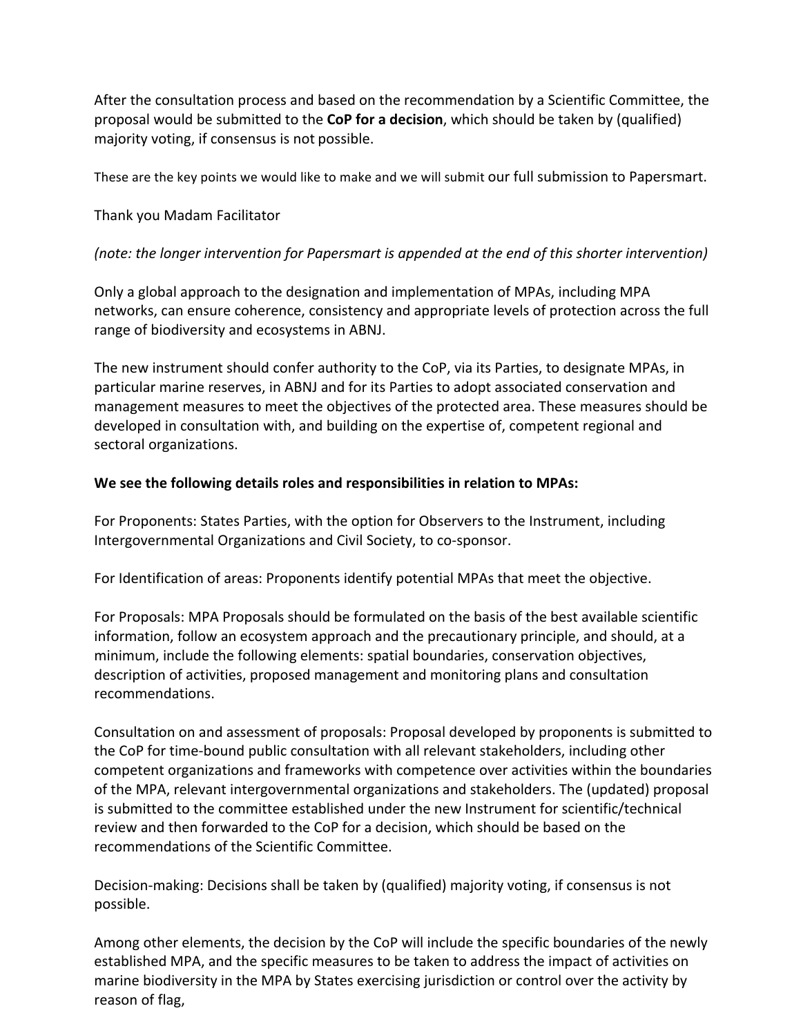After the consultation process and based on the recommendation by a Scientific Committee, the proposal would be submitted to the **CoP for a decision**, which should be taken by (qualified) majority voting, if consensus is not possible.

These are the key points we would like to make and we will submit our full submission to Papersmart.

Thank you Madam Facilitator

*(note: the longer intervention for Papersmart is appended at the end of this shorter intervention)*

Only a global approach to the designation and implementation of MPAs, including MPA networks, can ensure coherence, consistency and appropriate levels of protection across the full range of biodiversity and ecosystems in ABNJ.

The new instrument should confer authority to the CoP, via its Parties, to designate MPAs, in particular marine reserves, in ABNJ and for its Parties to adopt associated conservation and management measures to meet the objectives of the protected area. These measures should be developed in consultation with, and building on the expertise of, competent regional and sectoral organizations.

**We see the following details roles and responsibilities in relation to MPAs:**

For Proponents: States Parties, with the option for Observers to the Instrument, including Intergovernmental Organizations and Civil Society, to co-sponsor.

For Identification of areas: Proponents identify potential MPAs that meet the objective.

For Proposals: MPA Proposals should be formulated on the basis of the best available scientific information, follow an ecosystem approach and the precautionary principle, and should, at a minimum, include the following elements: spatial boundaries, conservation objectives, description of activities, proposed management and monitoring plans and consultation recommendations.

Consultation on and assessment of proposals: Proposal developed by proponents is submitted to the CoP for time-bound public consultation with all relevant stakeholders, including other competent organizations and frameworks with competence over activities within the boundaries of the MPA, relevant intergovernmental organizations and stakeholders. The (updated) proposal is submitted to the committee established under the new Instrument for scientific/technical review and then forwarded to the CoP for a decision, which should be based on the recommendations of the Scientific Committee.

Decision-making: Decisions shall be taken by (qualified) majority voting, if consensus is not possible.

Among other elements, the decision by the CoP will include the specific boundaries of the newly established MPA, and the specific measures to be taken to address the impact of activities on marine biodiversity in the MPA by States exercising jurisdiction or control over the activity by reason of flag,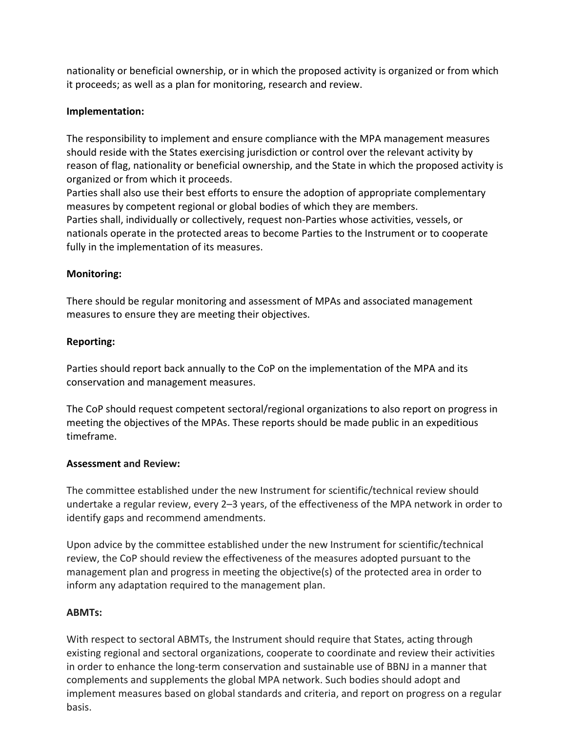nationality or beneficial ownership, or in which the proposed activity is organized or from which it proceeds; as well as a plan for monitoring, research and review.

**Implementation:**

The responsibility to implement and ensure compliance with the MPA management measures should reside with the States exercising jurisdiction or control over the relevant activity by reason of flag, nationality or beneficial ownership, and the State in which the proposed activity is organized or from which it proceeds.
Parties shall also use their best efforts to ensure the adoption of appropriate complementary measures by competent regional or global bodies of which they are members.
Parties shall, individually or collectively, request non-Parties whose activities, vessels, or nationals operate in the protected areas to become Parties to the Instrument or to cooperate fully in the implementation of its measures.

**Monitoring:**

There should be regular monitoring and assessment of MPAs and associated management measures to ensure they are meeting their objectives.

**Reporting:**

Parties should report back annually to the CoP on the implementation of the MPA and its conservation and management measures.

The CoP should request competent sectoral/regional organizations to also report on progress in meeting the objectives of the MPAs. These reports should be made public in an expeditious timeframe.

**Assessment and Review:**

The committee established under the new Instrument for scientific/technical review should undertake a regular review, every 2–3 years, of the effectiveness of the MPA network in order to identify gaps and recommend amendments.

Upon advice by the committee established under the new Instrument for scientific/technical review, the CoP should review the effectiveness of the measures adopted pursuant to the management plan and progress in meeting the objective(s) of the protected area in order to inform any adaptation required to the management plan.

**ABMTs:**

With respect to sectoral ABMTs, the Instrument should require that States, acting through existing regional and sectoral organizations, cooperate to coordinate and review their activities in order to enhance the long-term conservation and sustainable use of BBNJ in a manner that complements and supplements the global MPA network. Such bodies should adopt and implement measures based on global standards and criteria, and report on progress on a regular basis.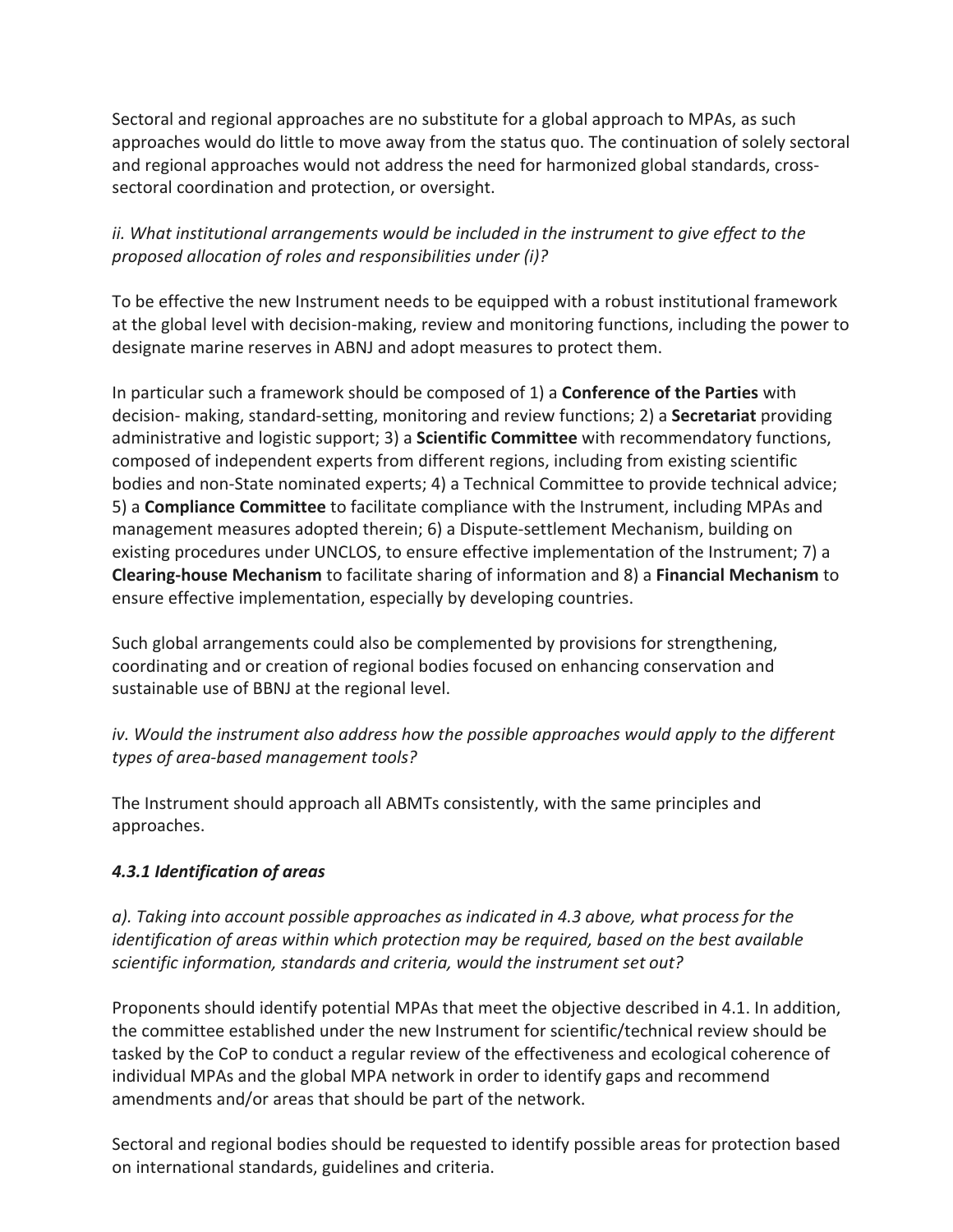Sectoral and regional approaches are no substitute for a global approach to MPAs, as such approaches would do little to move away from the status quo. The continuation of solely sectoral and regional approaches would not address the need for harmonized global standards, cross-sectoral coordination and protection, or oversight.

*ii. What institutional arrangements would be included in the instrument to give effect to the proposed allocation of roles and responsibilities under (i)?*

To be effective the new Instrument needs to be equipped with a robust institutional framework at the global level with decision-making, review and monitoring functions, including the power to designate marine reserves in ABNJ and adopt measures to protect them.

In particular such a framework should be composed of 1) a **Conference of the Parties** with decision- making, standard-setting, monitoring and review functions; 2) a **Secretariat** providing administrative and logistic support; 3) a **Scientific Committee** with recommendatory functions, composed of independent experts from different regions, including from existing scientific bodies and non-State nominated experts; 4) a Technical Committee to provide technical advice; 5) a **Compliance Committee** to facilitate compliance with the Instrument, including MPAs and management measures adopted therein; 6) a Dispute-settlement Mechanism, building on existing procedures under UNCLOS, to ensure effective implementation of the Instrument; 7) a **Clearing-house Mechanism** to facilitate sharing of information and 8) a **Financial Mechanism** to ensure effective implementation, especially by developing countries.

Such global arrangements could also be complemented by provisions for strengthening, coordinating and or creation of regional bodies focused on enhancing conservation and sustainable use of BBNJ at the regional level.

*iv. Would the instrument also address how the possible approaches would apply to the different types of area-based management tools?*

The Instrument should approach all ABMTs consistently, with the same principles and approaches.

### *4.3.1 Identification of areas*

*a). Taking into account possible approaches as indicated in 4.3 above, what process for the identification of areas within which protection may be required, based on the best available scientific information, standards and criteria, would the instrument set out?*

Proponents should identify potential MPAs that meet the objective described in 4.1. In addition, the committee established under the new Instrument for scientific/technical review should be tasked by the CoP to conduct a regular review of the effectiveness and ecological coherence of individual MPAs and the global MPA network in order to identify gaps and recommend amendments and/or areas that should be part of the network.

Sectoral and regional bodies should be requested to identify possible areas for protection based on international standards, guidelines and criteria.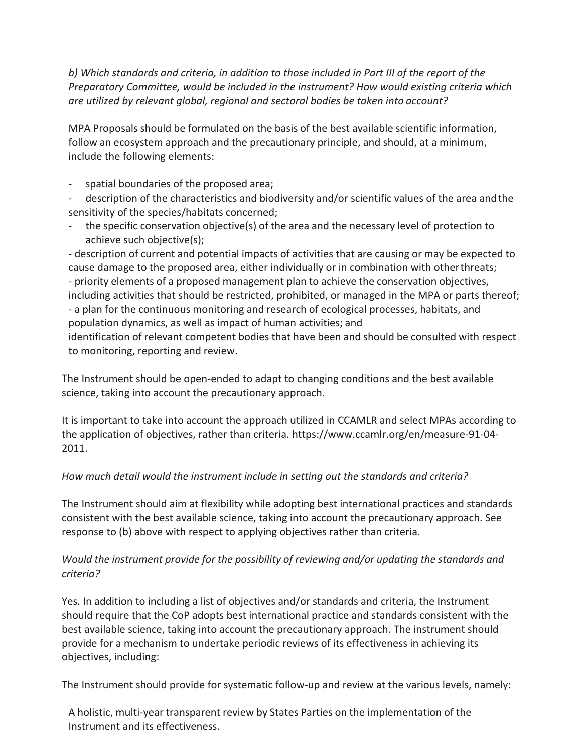*b) Which standards and criteria, in addition to those included in Part III of the report of the Preparatory Committee, would be included in the instrument? How would existing criteria which are utilized by relevant global, regional and sectoral bodies be taken into account?*

MPA Proposals should be formulated on the basis of the best available scientific information, follow an ecosystem approach and the precautionary principle, and should, at a minimum, include the following elements:

- spatial boundaries of the proposed area;
- description of the characteristics and biodiversity and/or scientific values of the area and the sensitivity of the species/habitats concerned;
- the specific conservation objective(s) of the area and the necessary level of protection to achieve such objective(s);
- description of current and potential impacts of activities that are causing or may be expected to cause damage to the proposed area, either individually or in combination with other threats;
- priority elements of a proposed management plan to achieve the conservation objectives, including activities that should be restricted, prohibited, or managed in the MPA or parts thereof;
- a plan for the continuous monitoring and research of ecological processes, habitats, and population dynamics, as well as impact of human activities; and

identification of relevant competent bodies that have been and should be consulted with respect to monitoring, reporting and review.

The Instrument should be open-ended to adapt to changing conditions and the best available science, taking into account the precautionary approach.

It is important to take into account the approach utilized in CCAMLR and select MPAs according to the application of objectives, rather than criteria. https://www.ccamlr.org/en/measure-91-04-2011.

*How much detail would the instrument include in setting out the standards and criteria?*

The Instrument should aim at flexibility while adopting best international practices and standards consistent with the best available science, taking into account the precautionary approach. See response to (b) above with respect to applying objectives rather than criteria.

*Would the instrument provide for the possibility of reviewing and/or updating the standards and criteria?*

Yes. In addition to including a list of objectives and/or standards and criteria, the Instrument should require that the CoP adopts best international practice and standards consistent with the best available science, taking into account the precautionary approach. The instrument should provide for a mechanism to undertake periodic reviews of its effectiveness in achieving its objectives, including:

The Instrument should provide for systematic follow-up and review at the various levels, namely:

A holistic, multi-year transparent review by States Parties on the implementation of the Instrument and its effectiveness.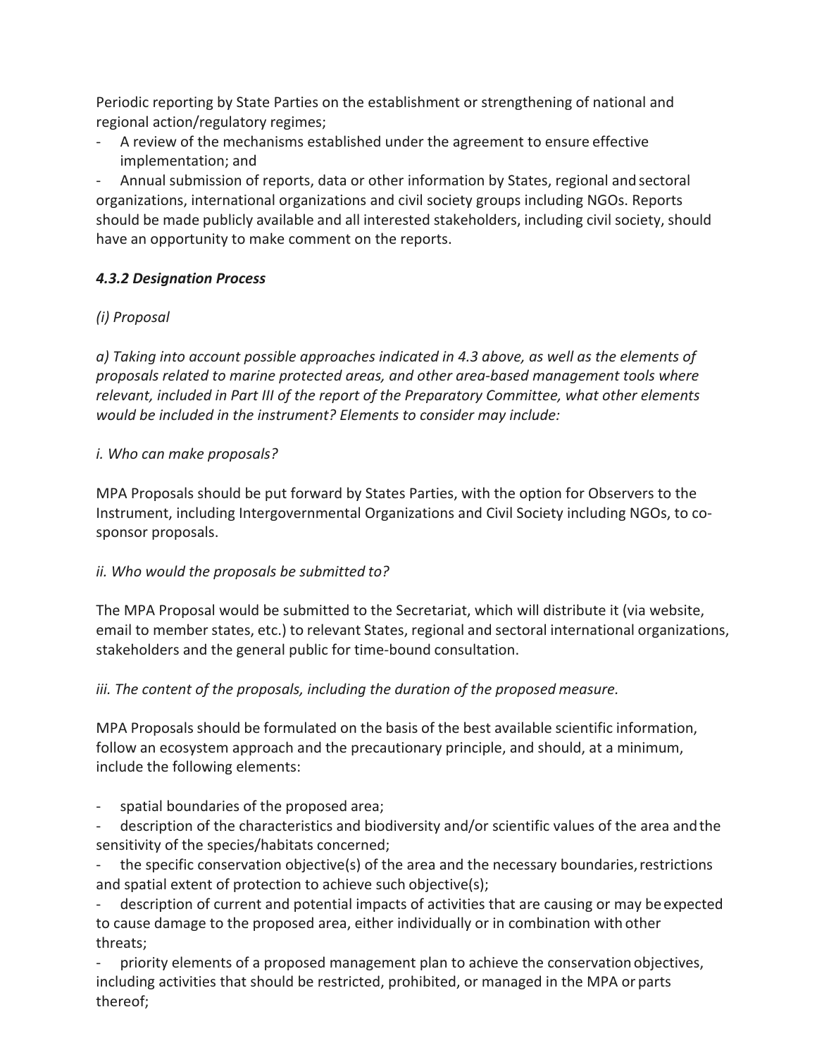Periodic reporting by State Parties on the establishment or strengthening of national and regional action/regulatory regimes;

- A review of the mechanisms established under the agreement to ensure effective implementation; and
- Annual submission of reports, data or other information by States, regional and sectoral organizations, international organizations and civil society groups including NGOs. Reports should be made publicly available and all interested stakeholders, including civil society, should have an opportunity to make comment on the reports.

### *4.3.2 Designation Process*

*(i) Proposal*

*a) Taking into account possible approaches indicated in 4.3 above, as well as the elements of proposals related to marine protected areas, and other area-based management tools where relevant, included in Part III of the report of the Preparatory Committee, what other elements would be included in the instrument? Elements to consider may include:*

*i. Who can make proposals?*

MPA Proposals should be put forward by States Parties, with the option for Observers to the Instrument, including Intergovernmental Organizations and Civil Society including NGOs, to co-sponsor proposals.

*ii. Who would the proposals be submitted to?*

The MPA Proposal would be submitted to the Secretariat, which will distribute it (via website, email to member states, etc.) to relevant States, regional and sectoral international organizations, stakeholders and the general public for time-bound consultation.

*iii. The content of the proposals, including the duration of the proposed measure.*

MPA Proposals should be formulated on the basis of the best available scientific information, follow an ecosystem approach and the precautionary principle, and should, at a minimum, include the following elements:

- spatial boundaries of the proposed area;
- description of the characteristics and biodiversity and/or scientific values of the area and the sensitivity of the species/habitats concerned;
- the specific conservation objective(s) of the area and the necessary boundaries, restrictions and spatial extent of protection to achieve such objective(s);
- description of current and potential impacts of activities that are causing or may be expected to cause damage to the proposed area, either individually or in combination with other threats;
- priority elements of a proposed management plan to achieve the conservation objectives, including activities that should be restricted, prohibited, or managed in the MPA or parts thereof;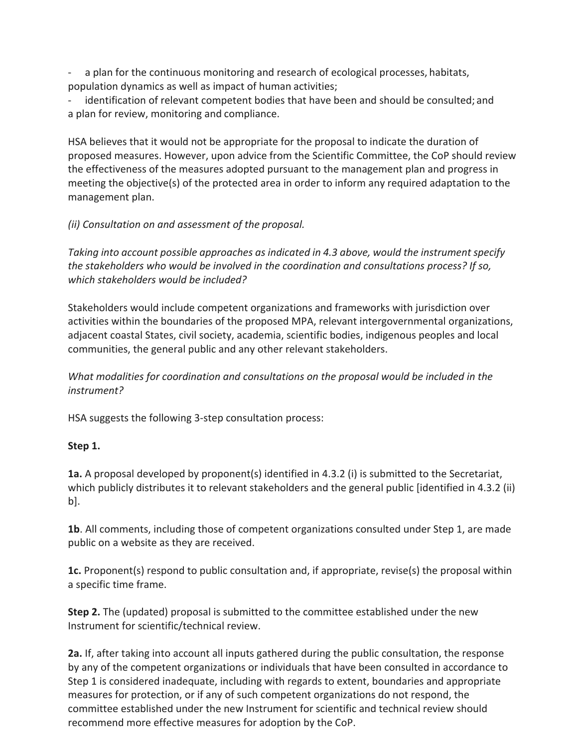- a plan for the continuous monitoring and research of ecological processes, habitats, population dynamics as well as impact of human activities;
- identification of relevant competent bodies that have been and should be consulted; and a plan for review, monitoring and compliance.

HSA believes that it would not be appropriate for the proposal to indicate the duration of proposed measures. However, upon advice from the Scientific Committee, the CoP should review the effectiveness of the measures adopted pursuant to the management plan and progress in meeting the objective(s) of the protected area in order to inform any required adaptation to the management plan.

*(ii) Consultation on and assessment of the proposal.*

*Taking into account possible approaches as indicated in 4.3 above, would the instrument specify the stakeholders who would be involved in the coordination and consultations process? If so, which stakeholders would be included?*

Stakeholders would include competent organizations and frameworks with jurisdiction over activities within the boundaries of the proposed MPA, relevant intergovernmental organizations, adjacent coastal States, civil society, academia, scientific bodies, indigenous peoples and local communities, the general public and any other relevant stakeholders.

*What modalities for coordination and consultations on the proposal would be included in the instrument?*

HSA suggests the following 3-step consultation process:

**Step 1.**

**1a.** A proposal developed by proponent(s) identified in 4.3.2 (i) is submitted to the Secretariat, which publicly distributes it to relevant stakeholders and the general public [identified in 4.3.2 (ii) b].

**1b**. All comments, including those of competent organizations consulted under Step 1, are made public on a website as they are received.

**1c.** Proponent(s) respond to public consultation and, if appropriate, revise(s) the proposal within a specific time frame.

**Step 2.** The (updated) proposal is submitted to the committee established under the new Instrument for scientific/technical review.

**2a.** If, after taking into account all inputs gathered during the public consultation, the response by any of the competent organizations or individuals that have been consulted in accordance to Step 1 is considered inadequate, including with regards to extent, boundaries and appropriate measures for protection, or if any of such competent organizations do not respond, the committee established under the new Instrument for scientific and technical review should recommend more effective measures for adoption by the CoP.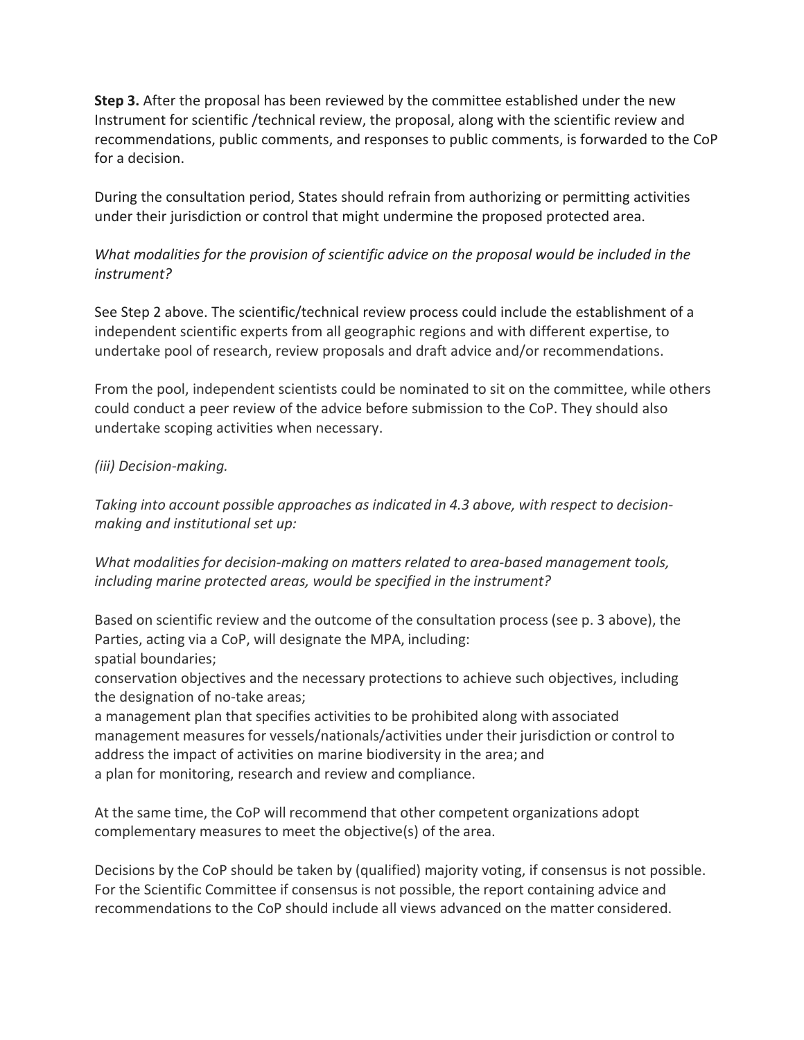**Step 3.** After the proposal has been reviewed by the committee established under the new Instrument for scientific /technical review, the proposal, along with the scientific review and recommendations, public comments, and responses to public comments, is forwarded to the CoP for a decision.

During the consultation period, States should refrain from authorizing or permitting activities under their jurisdiction or control that might undermine the proposed protected area.

*What modalities for the provision of scientific advice on the proposal would be included in the instrument?*

See Step 2 above. The scientific/technical review process could include the establishment of a independent scientific experts from all geographic regions and with different expertise, to undertake pool of research, review proposals and draft advice and/or recommendations.

From the pool, independent scientists could be nominated to sit on the committee, while others could conduct a peer review of the advice before submission to the CoP. They should also undertake scoping activities when necessary.

*(iii) Decision-making.*

*Taking into account possible approaches as indicated in 4.3 above, with respect to decision-making and institutional set up:*

*What modalities for decision-making on matters related to area-based management tools, including marine protected areas, would be specified in the instrument?*

Based on scientific review and the outcome of the consultation process (see p. 3 above), the Parties, acting via a CoP, will designate the MPA, including:

spatial boundaries;

conservation objectives and the necessary protections to achieve such objectives, including the designation of no-take areas;

a management plan that specifies activities to be prohibited along with associated management measures for vessels/nationals/activities under their jurisdiction or control to address the impact of activities on marine biodiversity in the area; and

a plan for monitoring, research and review and compliance.

At the same time, the CoP will recommend that other competent organizations adopt complementary measures to meet the objective(s) of the area.

Decisions by the CoP should be taken by (qualified) majority voting, if consensus is not possible. For the Scientific Committee if consensus is not possible, the report containing advice and recommendations to the CoP should include all views advanced on the matter considered.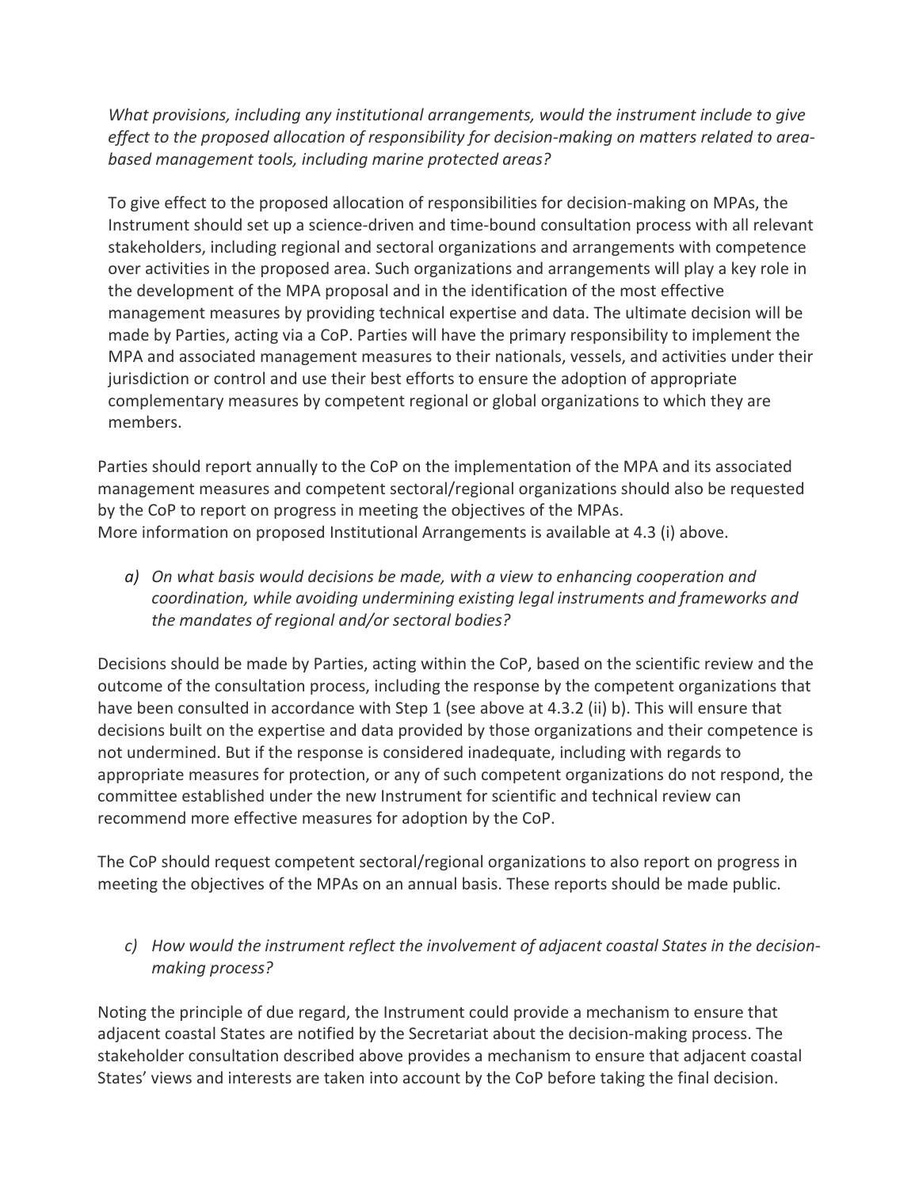*What provisions, including any institutional arrangements, would the instrument include to give effect to the proposed allocation of responsibility for decision-making on matters related to area-based management tools, including marine protected areas?*

To give effect to the proposed allocation of responsibilities for decision-making on MPAs, the Instrument should set up a science-driven and time-bound consultation process with all relevant stakeholders, including regional and sectoral organizations and arrangements with competence over activities in the proposed area. Such organizations and arrangements will play a key role in the development of the MPA proposal and in the identification of the most effective management measures by providing technical expertise and data. The ultimate decision will be made by Parties, acting via a CoP. Parties will have the primary responsibility to implement the MPA and associated management measures to their nationals, vessels, and activities under their jurisdiction or control and use their best efforts to ensure the adoption of appropriate complementary measures by competent regional or global organizations to which they are members.

Parties should report annually to the CoP on the implementation of the MPA and its associated management measures and competent sectoral/regional organizations should also be requested by the CoP to report on progress in meeting the objectives of the MPAs.
More information on proposed Institutional Arrangements is available at 4.3 (i) above.

a) *On what basis would decisions be made, with a view to enhancing cooperation and coordination, while avoiding undermining existing legal instruments and frameworks and the mandates of regional and/or sectoral bodies?*

Decisions should be made by Parties, acting within the CoP, based on the scientific review and the outcome of the consultation process, including the response by the competent organizations that have been consulted in accordance with Step 1 (see above at 4.3.2 (ii) b). This will ensure that decisions built on the expertise and data provided by those organizations and their competence is not undermined. But if the response is considered inadequate, including with regards to appropriate measures for protection, or any of such competent organizations do not respond, the committee established under the new Instrument for scientific and technical review can recommend more effective measures for adoption by the CoP.

The CoP should request competent sectoral/regional organizations to also report on progress in meeting the objectives of the MPAs on an annual basis. These reports should be made public.

c) *How would the instrument reflect the involvement of adjacent coastal States in the decision-making process?*

Noting the principle of due regard, the Instrument could provide a mechanism to ensure that adjacent coastal States are notified by the Secretariat about the decision-making process. The stakeholder consultation described above provides a mechanism to ensure that adjacent coastal States' views and interests are taken into account by the CoP before taking the final decision.